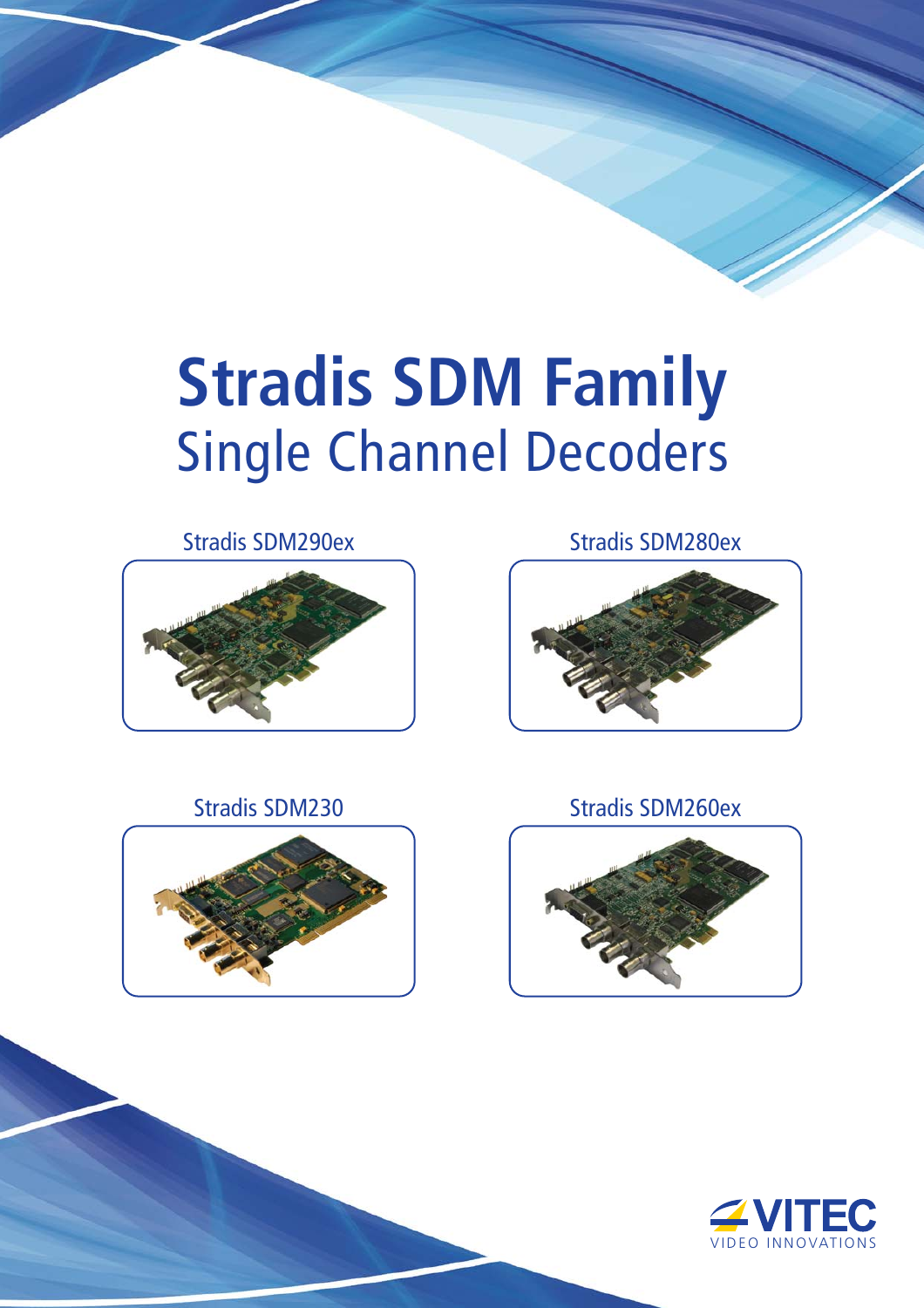# Stradis SDM Family

## Single Channel Decoders

Stradis SDM290ex

Stradis SDM280ex

Stradis SDM230

Stradis SDM260ex

VITEC
VIDEO INNOVATIONS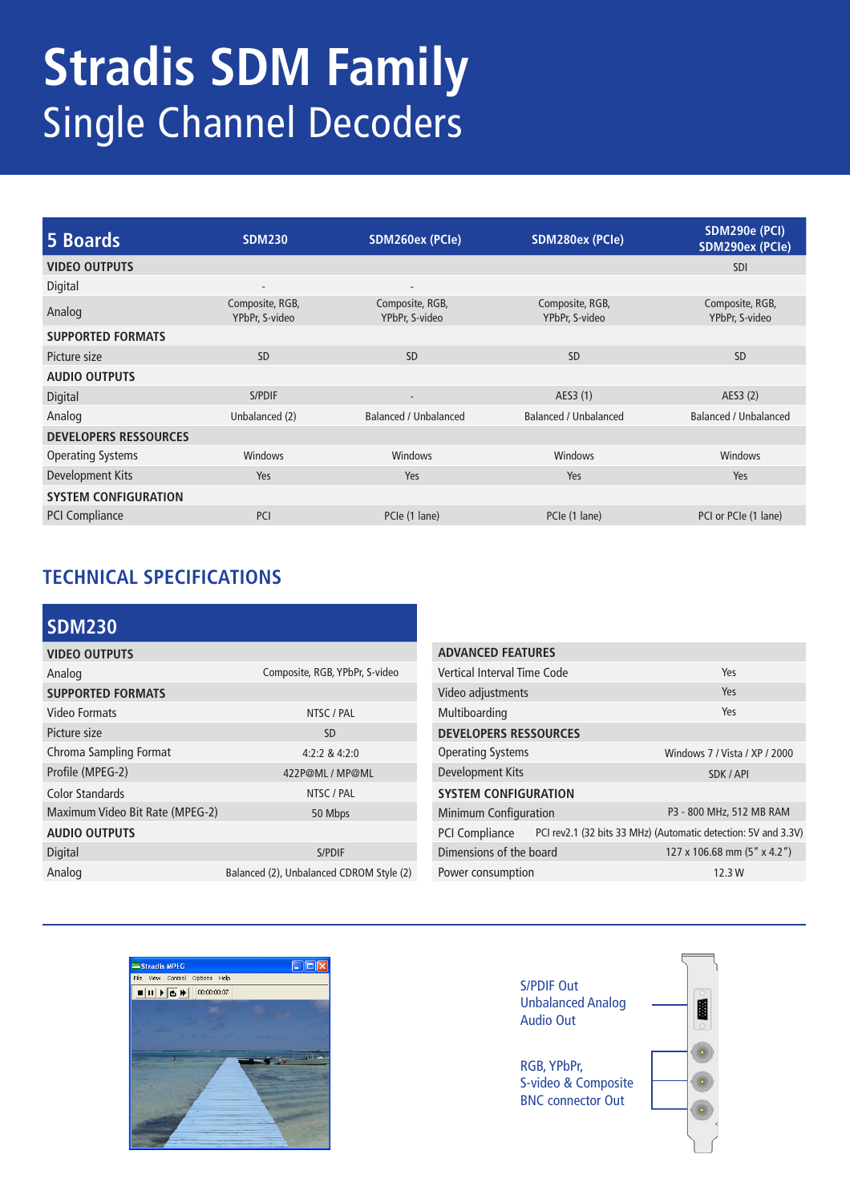# Stradis SDM Family

## Single Channel Decoders

| 5 Boards | SDM230 | SDM260ex (PCIe) | SDM280ex (PCIe) | SDM290e (PCI) SDM290ex (PCIe) |
|---|---|---|---|---|
| **VIDEO OUTPUTS** | | | | SDI |
| Digital | - | - | | |
| Analog | Composite, RGB, YPbPr, S-video | Composite, RGB, YPbPr, S-video | Composite, RGB, YPbPr, S-video | Composite, RGB, YPbPr, S-video |
| **SUPPORTED FORMATS** | | | | |
| Picture size | SD | SD | SD | SD |
| **AUDIO OUTPUTS** | | | | |
| Digital | S/PDIF | - | AES3 (1) | AES3 (2) |
| Analog | Unbalanced (2) | Balanced / Unbalanced | Balanced / Unbalanced | Balanced / Unbalanced |
| **DEVELOPERS RESSOURCES** | | | | |
| Operating Systems | Windows | Windows | Windows | Windows |
| Development Kits | Yes | Yes | Yes | Yes |
| **SYSTEM CONFIGURATION** | | | | |
| PCI Compliance | PCI | PCIe (1 lane) | PCIe (1 lane) | PCI or PCIe (1 lane) |

## TECHNICAL SPECIFICATIONS

### SDM230

| | |
|---|---|
| **VIDEO OUTPUTS** | |
| Analog | Composite, RGB, YPbPr, S-video |
| **SUPPORTED FORMATS** | |
| Video Formats | NTSC / PAL |
| Picture size | SD |
| Chroma Sampling Format | 4:2:2 & 4:2:0 |
| Profile (MPEG-2) | 422P@ML / MP@ML |
| Color Standards | NTSC / PAL |
| Maximum Video Bit Rate (MPEG-2) | 50 Mbps |
| **AUDIO OUTPUTS** | |
| Digital | S/PDIF |
| Analog | Balanced (2), Unbalanced CDROM Style (2) |

| | |
|---|---|
| **ADVANCED FEATURES** | |
| Vertical Interval Time Code | Yes |
| Video adjustments | Yes |
| Multiboarding | Yes |
| **DEVELOPERS RESSOURCES** | |
| Operating Systems | Windows 7 / Vista / XP / 2000 |
| Development Kits | SDK / API |
| **SYSTEM CONFIGURATION** | |
| Minimum Configuration | P3 - 800 MHz, 512 MB RAM |
| PCI Compliance | PCI rev2.1 (32 bits 33 MHz) (Automatic detection: 5V and 3.3V) |
| Dimensions of the board | 127 x 106.68 mm (5" x 4.2") |
| Power consumption | 12.3 W |

S/PDIF Out
Unbalanced Analog Audio Out

RGB, YPbPr, S-video & Composite BNC connector Out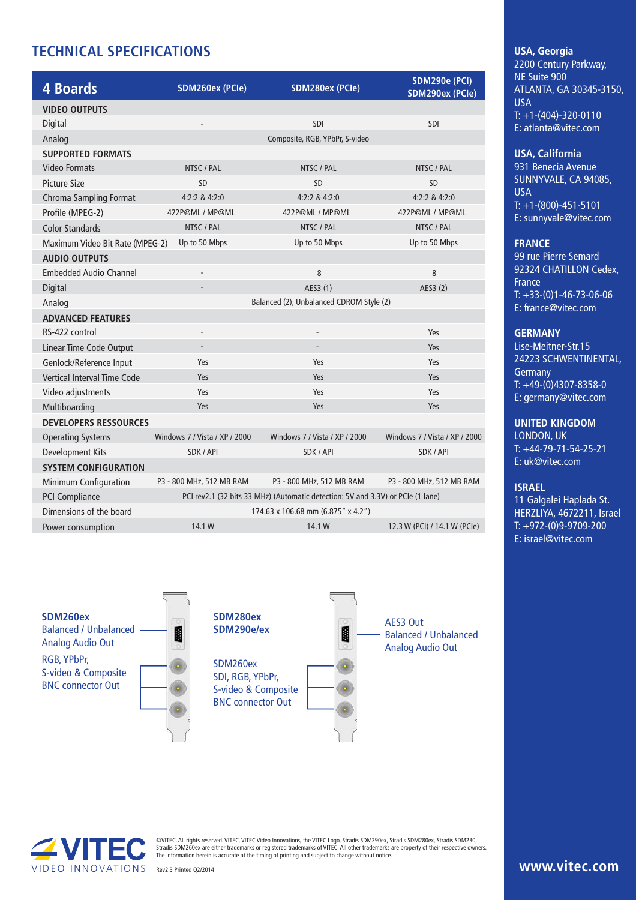## TECHNICAL SPECIFICATIONS

| 4 Boards | SDM260ex (PCIe) | SDM280ex (PCIe) | SDM290e (PCI) SDM290ex (PCIe) |
|---|---|---|---|
| **VIDEO OUTPUTS** | | | |
| Digital | - | SDI | SDI |
| Analog | Composite, RGB, YPbPr, S-video | | |
| **SUPPORTED FORMATS** | | | |
| Video Formats | NTSC / PAL | NTSC / PAL | NTSC / PAL |
| Picture Size | SD | SD | SD |
| Chroma Sampling Format | 4:2:2 & 4:2:0 | 4:2:2 & 4:2:0 | 4:2:2 & 4:2:0 |
| Profile (MPEG-2) | 422P@ML / MP@ML | 422P@ML / MP@ML | 422P@ML / MP@ML |
| Color Standards | NTSC / PAL | NTSC / PAL | NTSC / PAL |
| Maximum Video Bit Rate (MPEG-2) | Up to 50 Mbps | Up to 50 Mbps | Up to 50 Mbps |
| **AUDIO OUTPUTS** | | | |
| Embedded Audio Channel | - | 8 | 8 |
| Digital | - | AES3 (1) | AES3 (2) |
| Analog | Balanced (2), Unbalanced CDROM Style (2) | | |
| **ADVANCED FEATURES** | | | |
| RS-422 control | - | - | Yes |
| Linear Time Code Output | - | - | Yes |
| Genlock/Reference Input | Yes | Yes | Yes |
| Vertical Interval Time Code | Yes | Yes | Yes |
| Video adjustments | Yes | Yes | Yes |
| Multiboarding | Yes | Yes | Yes |
| **DEVELOPERS RESSOURCES** | | | |
| Operating Systems | Windows 7 / Vista / XP / 2000 | Windows 7 / Vista / XP / 2000 | Windows 7 / Vista / XP / 2000 |
| Development Kits | SDK / API | SDK / API | SDK / API |
| **SYSTEM CONFIGURATION** | | | |
| Minimum Configuration | P3 - 800 MHz, 512 MB RAM | P3 - 800 MHz, 512 MB RAM | P3 - 800 MHz, 512 MB RAM |
| PCI Compliance | PCI rev2.1 (32 bits 33 MHz) (Automatic detection: 5V and 3.3V) or PCIe (1 lane) | | |
| Dimensions of the board | 174.63 x 106.88 mm (6.875" x 4.2") | | |
| Power consumption | 14.1 W | 14.1 W | 12.3 W (PCI) / 14.1 W (PCIe) |

**SDM260ex**
Balanced / Unbalanced Analog Audio Out
RGB, YPbPr, S-video & Composite BNC connector Out

**SDM280ex**
**SDM290e/ex**
SDM260ex
SDI, RGB, YPbPr, S-video & Composite BNC connector Out

AES3 Out
Balanced / Unbalanced Analog Audio Out

**USA, Georgia**
2200 Century Parkway, NE Suite 900
ATLANTA, GA 30345-3150, USA
T: +1-(404)-320-0110
E: atlanta@vitec.com

**USA, California**
931 Benecia Avenue
SUNNYVALE, CA 94085, USA
T: +1-(800)-451-5101
E: sunnyvale@vitec.com

**FRANCE**
99 rue Pierre Semard
92324 CHATILLON Cedex, France
T: +33-(0)1-46-73-06-06
E: france@vitec.com

**GERMANY**
Lise-Meitner-Str.15
24223 SCHWENTINENTAL, Germany
T: +49-(0)4307-8358-0
E: germany@vitec.com

**UNITED KINGDOM**
LONDON, UK
T: +44-79-71-54-25-21
E: uk@vitec.com

**ISRAEL**
11 Galgalei Haplada St.
HERZLIYA, 4672211, Israel
T: +972-(0)9-9709-200
E: israel@vitec.com

VITEC VIDEO INNOVATIONS

©VITEC. All rights reserved. VITEC, VITEC Video Innovations, the VITEC Logo, Stradis SDM290ex, Stradis SDM280ex, Stradis SDM230, Stradis SDM260ex are either trademarks or registered trademarks of VITEC. All other trademarks are property of their respective owners. The information herein is accurate at the timing of printing and subject to change without notice.

Rev2.3 Printed Q2/2014

**www.vitec.com**